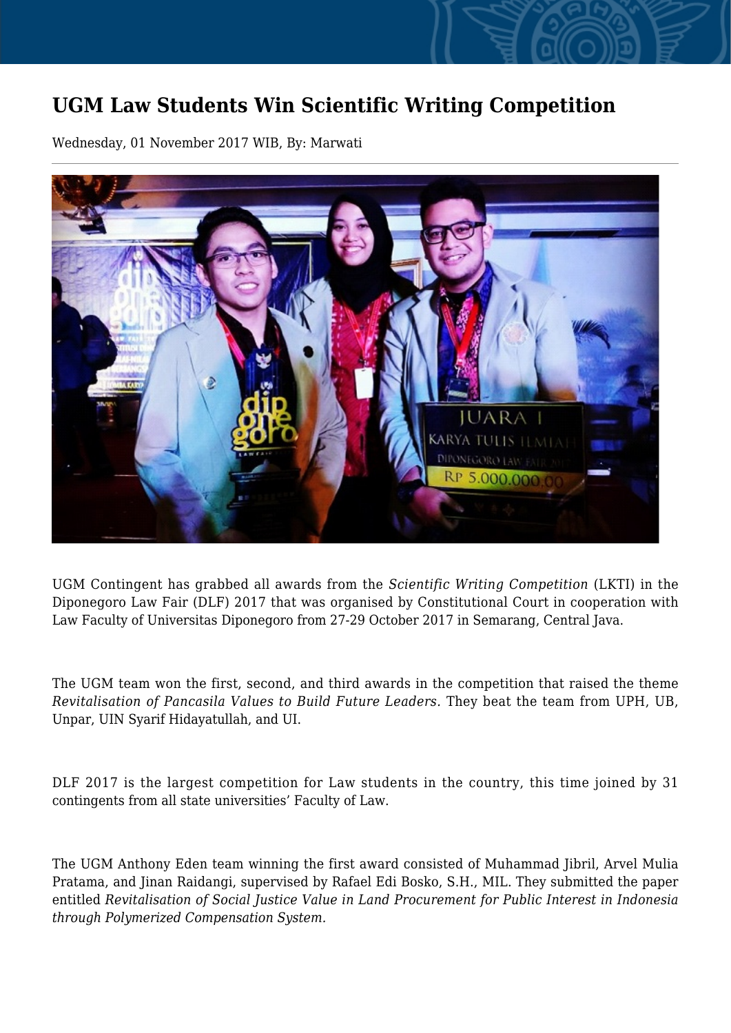# UGM Law Students Win Scientific Writing Competition

Wednesday, 01 November 2017 WIB, By: Marwati

UGM Contingent has grabbed all awards from the *Scientific Writing Competition* (LKTI) in the Diponegoro Law Fair (DLF) 2017 that was organised by Constitutional Court in cooperation with Law Faculty of Universitas Diponegoro from 27-29 October 2017 in Semarang, Central Java.

The UGM team won the first, second, and third awards in the competition that raised the theme *Revitalisation of Pancasila Values to Build Future Leaders.* They beat the team from UPH, UB, Unpar, UIN Syarif Hidayatullah, and UI.

DLF 2017 is the largest competition for Law students in the country, this time joined by 31 contingents from all state universities' Faculty of Law.

The UGM Anthony Eden team winning the first award consisted of Muhammad Jibril, Arvel Mulia Pratama, and Jinan Raidangi, supervised by Rafael Edi Bosko, S.H., MIL. They submitted the paper entitled *Revitalisation of Social Justice Value in Land Procurement for Public Interest in Indonesia through Polymerized Compensation System.*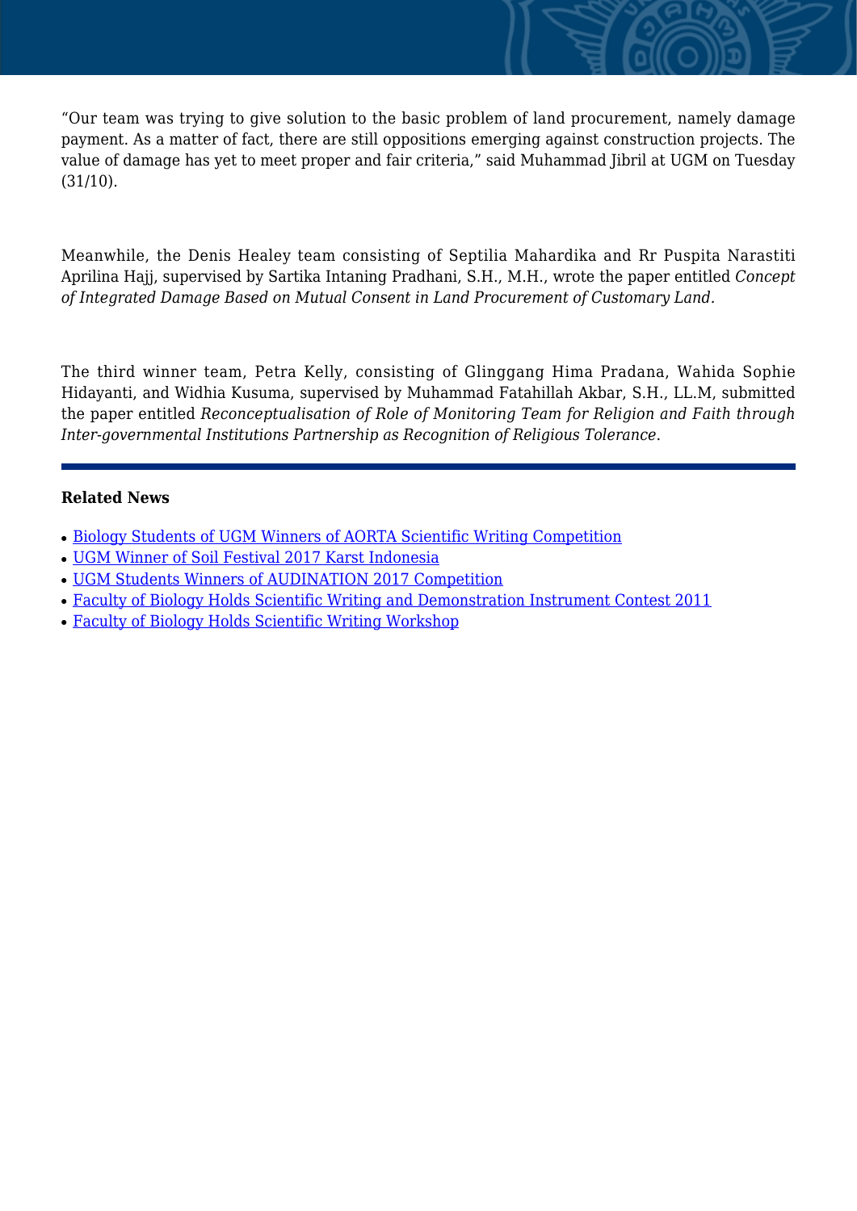"Our team was trying to give solution to the basic problem of land procurement, namely damage payment. As a matter of fact, there are still oppositions emerging against construction projects. The value of damage has yet to meet proper and fair criteria," said Muhammad Jibril at UGM on Tuesday (31/10).

Meanwhile, the Denis Healey team consisting of Septilia Mahardika and Rr Puspita Narastiti Aprilina Hajj, supervised by Sartika Intaning Pradhani, S.H., M.H., wrote the paper entitled *Concept of Integrated Damage Based on Mutual Consent in Land Procurement of Customary Land.*

The third winner team, Petra Kelly, consisting of Glinggang Hima Pradana, Wahida Sophie Hidayanti, and Widhia Kusuma, supervised by Muhammad Fatahillah Akbar, S.H., LL.M, submitted the paper entitled *Reconceptualisation of Role of Monitoring Team for Religion and Faith through Inter-governmental Institutions Partnership as Recognition of Religious Tolerance.*

---

**Related News**

- Biology Students of UGM Winners of AORTA Scientific Writing Competition
- UGM Winner of Soil Festival 2017 Karst Indonesia
- UGM Students Winners of AUDINATION 2017 Competition
- Faculty of Biology Holds Scientific Writing and Demonstration Instrument Contest 2011
- Faculty of Biology Holds Scientific Writing Workshop